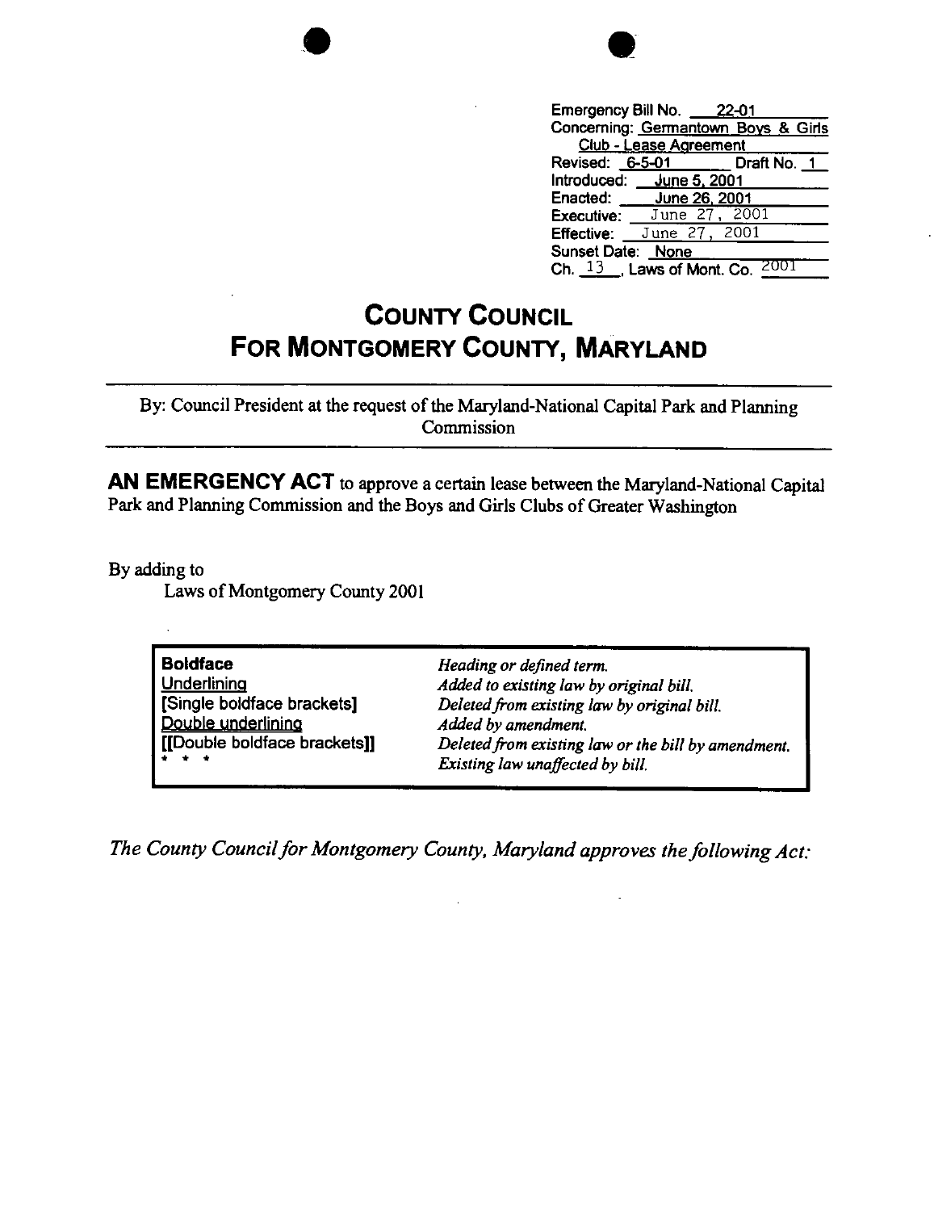Emergency Bill No. 22-01
Concerning: Germantown Boys & Girls Club - Lease Agreement
Revised: 6-5-01 Draft No. 1
Introduced: June 5, 2001
Enacted: June 26, 2001
Executive: June 27, 2001
Effective: June 27, 2001
Sunset Date: None
Ch. 13, Laws of Mont. Co. 2001

# COUNTY COUNCIL FOR MONTGOMERY COUNTY, MARYLAND

By: Council President at the request of the Maryland-National Capital Park and Planning Commission

**AN EMERGENCY ACT** to approve a certain lease between the Maryland-National Capital Park and Planning Commission and the Boys and Girls Clubs of Greater Washington

By adding to
Laws of Montgomery County 2001

| | |
|---|---|
| **Boldface** | *Heading or defined term.* |
| Underlining | *Added to existing law by original bill.* |
| [Single boldface brackets] | *Deleted from existing law by original bill.* |
| Double underlining | *Added by amendment.* |
| [[Double boldface brackets]] | *Deleted from existing law or the bill by amendment.* |
| * * * | *Existing law unaffected by bill.* |

*The County Council for Montgomery County, Maryland approves the following Act:*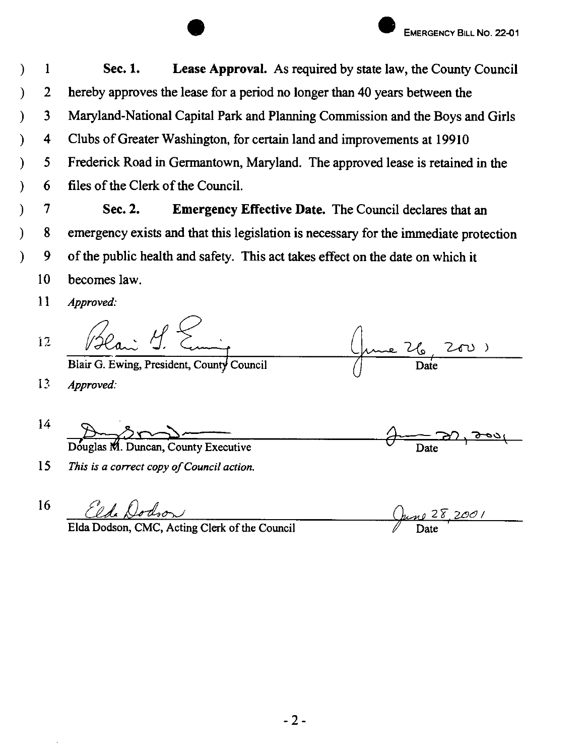1 **Sec. 1. Lease Approval.** As required by state law, the County Council
2 hereby approves the lease for a period no longer than 40 years between the
3 Maryland-National Capital Park and Planning Commission and the Boys and Girls
4 Clubs of Greater Washington, for certain land and improvements at 19910
5 Frederick Road in Germantown, Maryland. The approved lease is retained in the
6 files of the Clerk of the Council.

7 **Sec. 2. Emergency Effective Date.** The Council declares that an
8 emergency exists and that this legislation is necessary for the immediate protection
9 of the public health and safety. This act takes effect on the date on which it
10 becomes law.

11 *Approved:*

12 Blair G. Ewing, President, County Council — June 26, 2001 (Date)

13 *Approved:*

14 Douglas M. Duncan, County Executive — June 27, 2001 (Date)

15 *This is a correct copy of Council action.*

16 Elda Dodson, CMC, Acting Clerk of the Council — June 28, 2001 (Date)